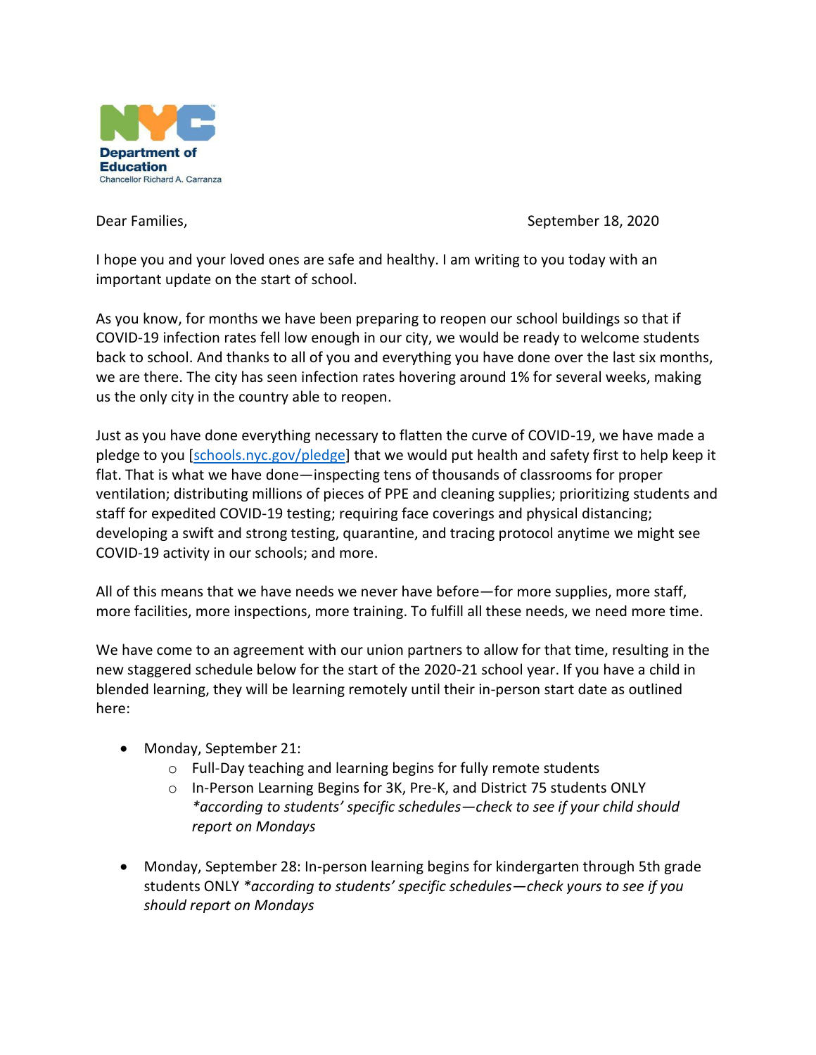Department of Education

Chancellor Richard A. Carranza

Dear Families, September 18, 2020

I hope you and your loved ones are safe and healthy. I am writing to you today with an important update on the start of school.

As you know, for months we have been preparing to reopen our school buildings so that if COVID-19 infection rates fell low enough in our city, we would be ready to welcome students back to school. And thanks to all of you and everything you have done over the last six months, we are there. The city has seen infection rates hovering around 1% for several weeks, making us the only city in the country able to reopen.

Just as you have done everything necessary to flatten the curve of COVID-19, we have made a pledge to you [schools.nyc.gov/pledge] that we would put health and safety first to help keep it flat. That is what we have done—inspecting tens of thousands of classrooms for proper ventilation; distributing millions of pieces of PPE and cleaning supplies; prioritizing students and staff for expedited COVID-19 testing; requiring face coverings and physical distancing; developing a swift and strong testing, quarantine, and tracing protocol anytime we might see COVID-19 activity in our schools; and more.

All of this means that we have needs we never have before—for more supplies, more staff, more facilities, more inspections, more training. To fulfill all these needs, we need more time.

We have come to an agreement with our union partners to allow for that time, resulting in the new staggered schedule below for the start of the 2020-21 school year. If you have a child in blended learning, they will be learning remotely until their in-person start date as outlined here:

- Monday, September 21:
  - Full-Day teaching and learning begins for fully remote students
  - In-Person Learning Begins for 3K, Pre-K, and District 75 students ONLY *\*according to students' specific schedules—check to see if your child should report on Mondays*

- Monday, September 28: In-person learning begins for kindergarten through 5th grade students ONLY *\*according to students' specific schedules—check yours to see if you should report on Mondays*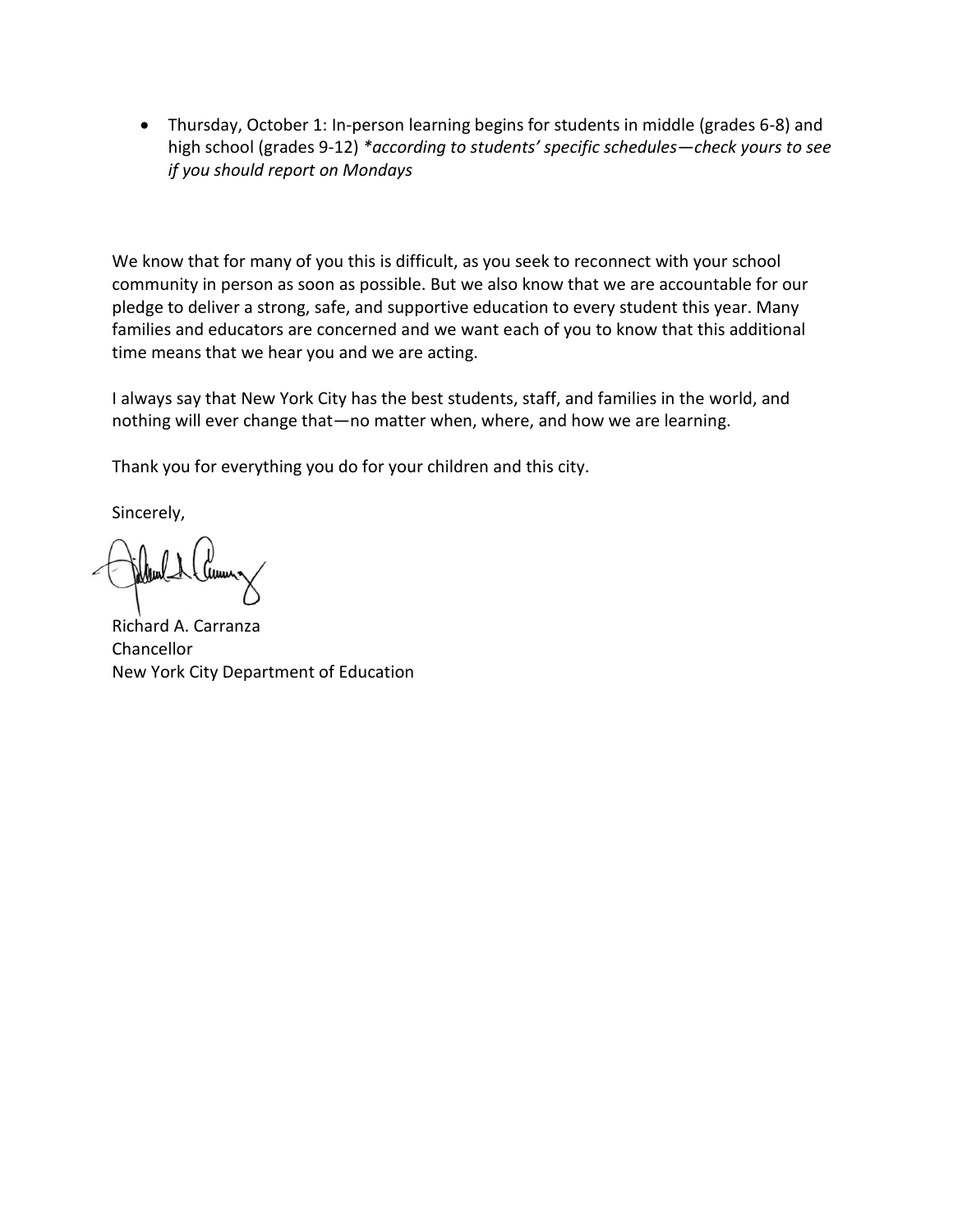- Thursday, October 1: In-person learning begins for students in middle (grades 6-8) and high school (grades 9-12) *\*according to students' specific schedules—check yours to see if you should report on Mondays*

We know that for many of you this is difficult, as you seek to reconnect with your school community in person as soon as possible. But we also know that we are accountable for our pledge to deliver a strong, safe, and supportive education to every student this year. Many families and educators are concerned and we want each of you to know that this additional time means that we hear you and we are acting.

I always say that New York City has the best students, staff, and families in the world, and nothing will ever change that—no matter when, where, and how we are learning.

Thank you for everything you do for your children and this city.

Sincerely,

Richard A. Carranza
Chancellor
New York City Department of Education